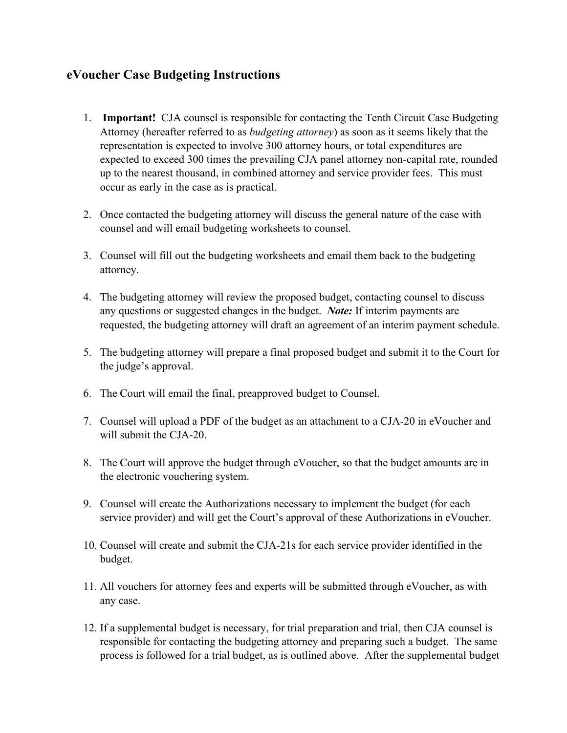## eVoucher Case Budgeting Instructions

1. **Important!** CJA counsel is responsible for contacting the Tenth Circuit Case Budgeting Attorney (hereafter referred to as *budgeting attorney*) as soon as it seems likely that the representation is expected to involve 300 attorney hours, or total expenditures are expected to exceed 300 times the prevailing CJA panel attorney non-capital rate, rounded up to the nearest thousand, in combined attorney and service provider fees. This must occur as early in the case as is practical.

2. Once contacted the budgeting attorney will discuss the general nature of the case with counsel and will email budgeting worksheets to counsel.

3. Counsel will fill out the budgeting worksheets and email them back to the budgeting attorney.

4. The budgeting attorney will review the proposed budget, contacting counsel to discuss any questions or suggested changes in the budget. ***Note:*** If interim payments are requested, the budgeting attorney will draft an agreement of an interim payment schedule.

5. The budgeting attorney will prepare a final proposed budget and submit it to the Court for the judge's approval.

6. The Court will email the final, preapproved budget to Counsel.

7. Counsel will upload a PDF of the budget as an attachment to a CJA-20 in eVoucher and will submit the CJA-20.

8. The Court will approve the budget through eVoucher, so that the budget amounts are in the electronic vouchering system.

9. Counsel will create the Authorizations necessary to implement the budget (for each service provider) and will get the Court's approval of these Authorizations in eVoucher.

10. Counsel will create and submit the CJA-21s for each service provider identified in the budget.

11. All vouchers for attorney fees and experts will be submitted through eVoucher, as with any case.

12. If a supplemental budget is necessary, for trial preparation and trial, then CJA counsel is responsible for contacting the budgeting attorney and preparing such a budget. The same process is followed for a trial budget, as is outlined above. After the supplemental budget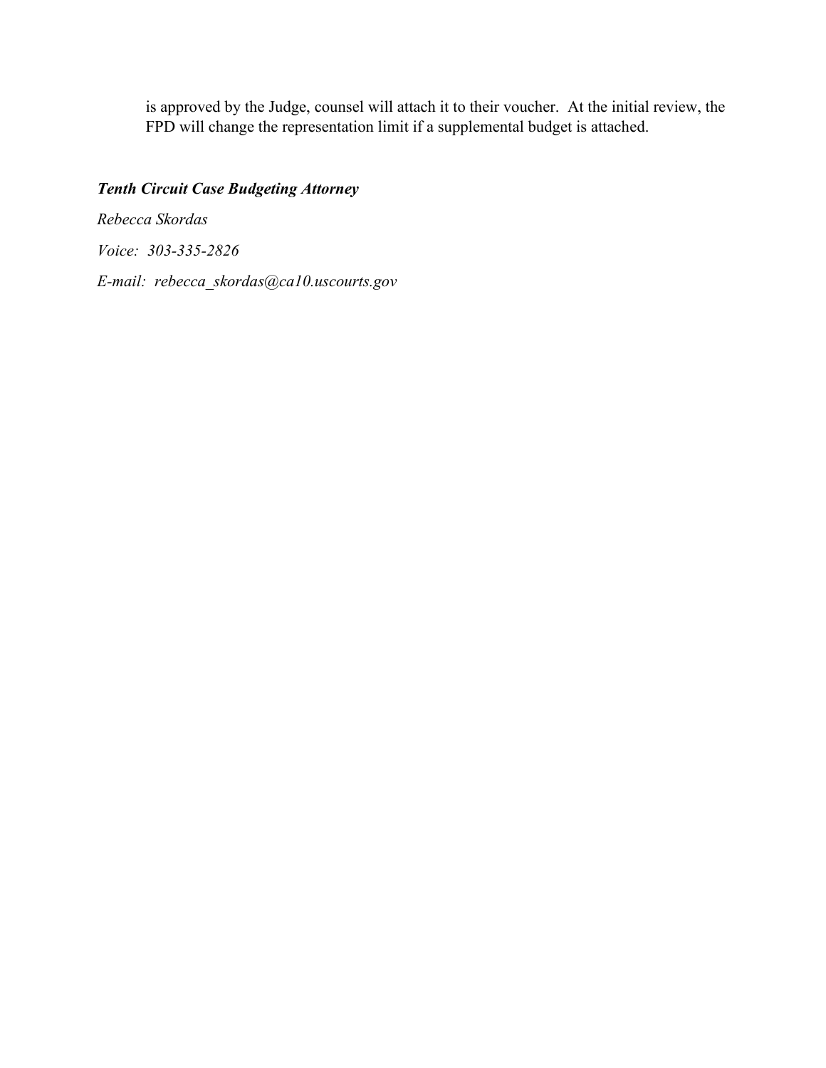is approved by the Judge, counsel will attach it to their voucher. At the initial review, the FPD will change the representation limit if a supplemental budget is attached.

***Tenth Circuit Case Budgeting Attorney***

*Rebecca Skordas*

*Voice: 303-335-2826*

*E-mail: rebecca_skordas@ca10.uscourts.gov*